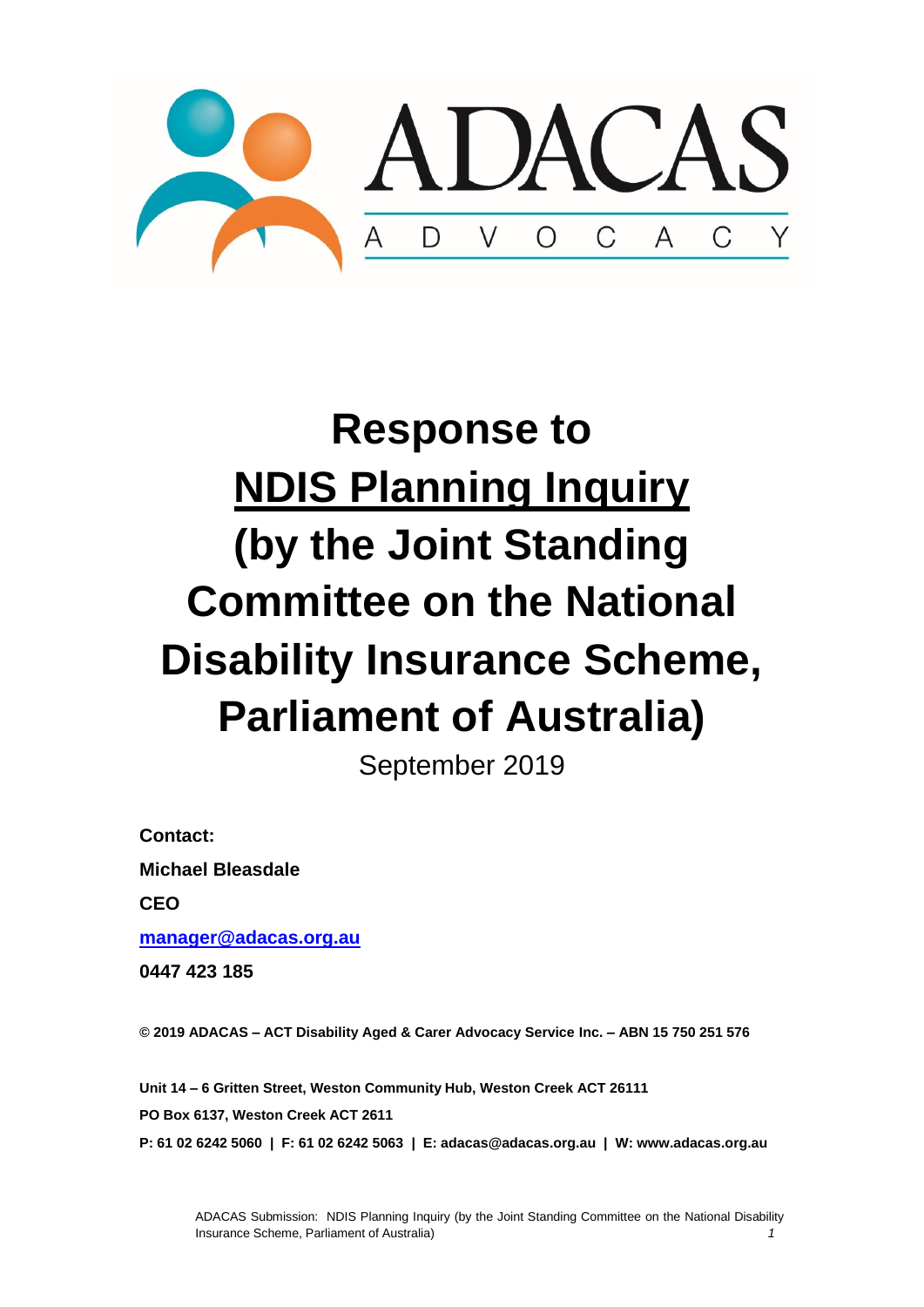ADACAS

ADVOCACY

# Response to <u>NDIS Planning Inquiry</u> (by the Joint Standing Committee on the National Disability Insurance Scheme, Parliament of Australia)

September 2019

**Contact:**

**Michael Bleasdale**

**CEO**

**[manager@adacas.org.au](mailto:manager@adacas.org.au)**

**0447 423 185**

**© 2019 ADACAS – ACT Disability Aged & Carer Advocacy Service Inc. – ABN 15 750 251 576**

**Unit 14 – 6 Gritten Street, Weston Community Hub, Weston Creek ACT 26111**

**PO Box 6137, Weston Creek ACT 2611**

**P: 61 02 6242 5060 | F: 61 02 6242 5063 | E: adacas@adacas.org.au | W: www.adacas.org.au**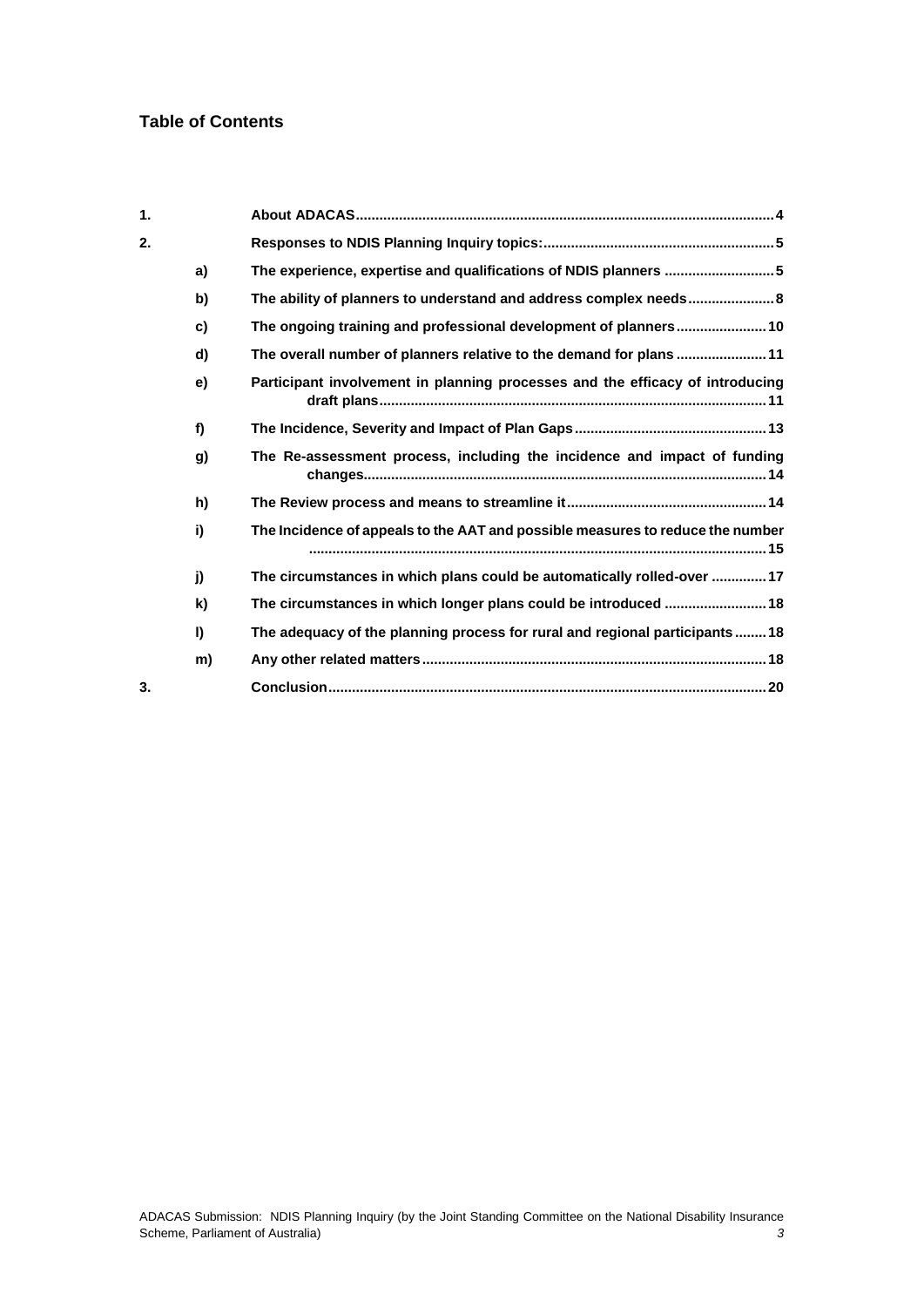## Table of Contents

1. About ADACAS ........ 4
2. Responses to NDIS Planning Inquiry topics: ........ 5
   - a) The experience, expertise and qualifications of NDIS planners ........ 5
   - b) The ability of planners to understand and address complex needs ........ 8
   - c) The ongoing training and professional development of planners ........ 10
   - d) The overall number of planners relative to the demand for plans ........ 11
   - e) Participant involvement in planning processes and the efficacy of introducing draft plans ........ 11
   - f) The Incidence, Severity and Impact of Plan Gaps ........ 13
   - g) The Re-assessment process, including the incidence and impact of funding changes ........ 14
   - h) The Review process and means to streamline it ........ 14
   - i) The Incidence of appeals to the AAT and possible measures to reduce the number ........ 15
   - j) The circumstances in which plans could be automatically rolled-over ........ 17
   - k) The circumstances in which longer plans could be introduced ........ 18
   - l) The adequacy of the planning process for rural and regional participants ........ 18
   - m) Any other related matters ........ 18
3. Conclusion ........ 20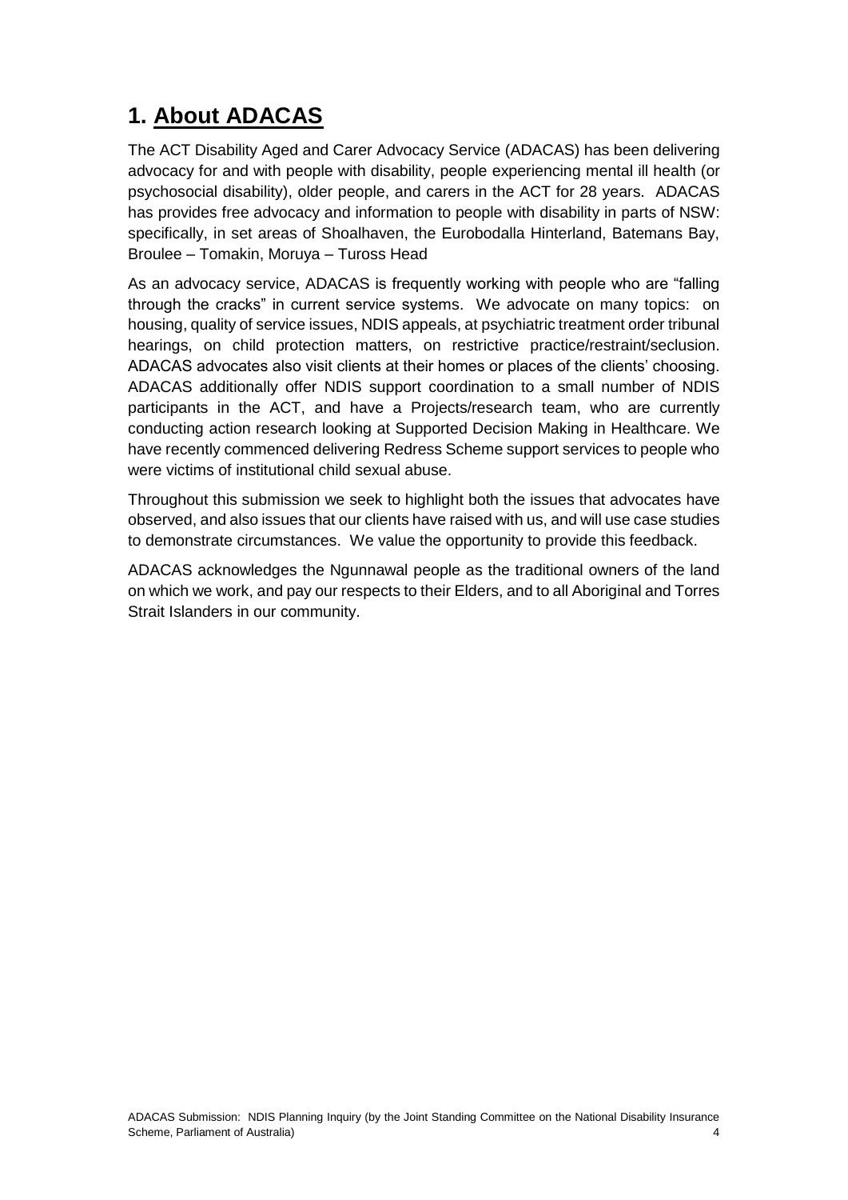# 1. About ADACAS

The ACT Disability Aged and Carer Advocacy Service (ADACAS) has been delivering advocacy for and with people with disability, people experiencing mental ill health (or psychosocial disability), older people, and carers in the ACT for 28 years. ADACAS has provides free advocacy and information to people with disability in parts of NSW: specifically, in set areas of Shoalhaven, the Eurobodalla Hinterland, Batemans Bay, Broulee – Tomakin, Moruya – Tuross Head

As an advocacy service, ADACAS is frequently working with people who are "falling through the cracks" in current service systems. We advocate on many topics: on housing, quality of service issues, NDIS appeals, at psychiatric treatment order tribunal hearings, on child protection matters, on restrictive practice/restraint/seclusion. ADACAS advocates also visit clients at their homes or places of the clients' choosing. ADACAS additionally offer NDIS support coordination to a small number of NDIS participants in the ACT, and have a Projects/research team, who are currently conducting action research looking at Supported Decision Making in Healthcare. We have recently commenced delivering Redress Scheme support services to people who were victims of institutional child sexual abuse.

Throughout this submission we seek to highlight both the issues that advocates have observed, and also issues that our clients have raised with us, and will use case studies to demonstrate circumstances. We value the opportunity to provide this feedback.

ADACAS acknowledges the Ngunnawal people as the traditional owners of the land on which we work, and pay our respects to their Elders, and to all Aboriginal and Torres Strait Islanders in our community.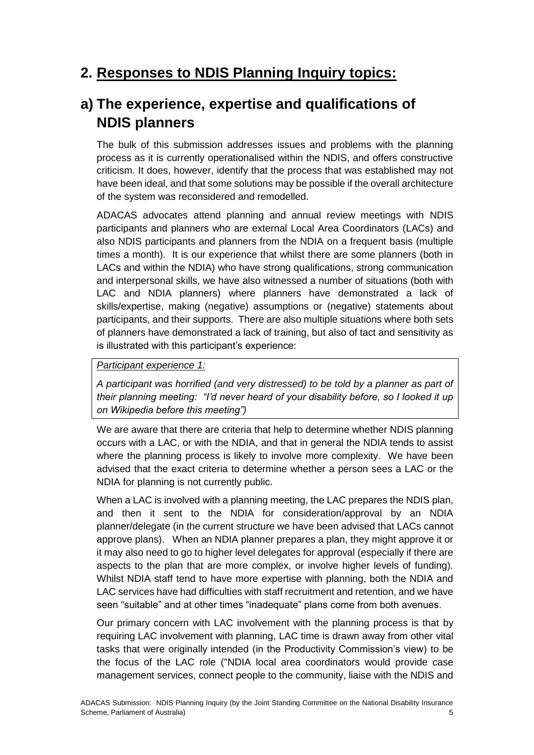# 2. <u>Responses to NDIS Planning Inquiry topics:</u>

## a) The experience, expertise and qualifications of NDIS planners

The bulk of this submission addresses issues and problems with the planning process as it is currently operationalised within the NDIS, and offers constructive criticism. It does, however, identify that the process that was established may not have been ideal, and that some solutions may be possible if the overall architecture of the system was reconsidered and remodelled.

ADACAS advocates attend planning and annual review meetings with NDIS participants and planners who are external Local Area Coordinators (LACs) and also NDIS participants and planners from the NDIA on a frequent basis (multiple times a month). It is our experience that whilst there are some planners (both in LACs and within the NDIA) who have strong qualifications, strong communication and interpersonal skills, we have also witnessed a number of situations (both with LAC and NDIA planners) where planners have demonstrated a lack of skills/expertise, making (negative) assumptions or (negative) statements about participants, and their supports. There are also multiple situations where both sets of planners have demonstrated a lack of training, but also of tact and sensitivity as is illustrated with this participant's experience:

> *<u>Participant experience 1:</u>*
>
> *A participant was horrified (and very distressed) to be told by a planner as part of their planning meeting: "I'd never heard of your disability before, so I looked it up on Wikipedia before this meeting")*

We are aware that there are criteria that help to determine whether NDIS planning occurs with a LAC, or with the NDIA, and that in general the NDIA tends to assist where the planning process is likely to involve more complexity. We have been advised that the exact criteria to determine whether a person sees a LAC or the NDIA for planning is not currently public.

When a LAC is involved with a planning meeting, the LAC prepares the NDIS plan, and then it sent to the NDIA for consideration/approval by an NDIA planner/delegate (in the current structure we have been advised that LACs cannot approve plans). When an NDIA planner prepares a plan, they might approve it or it may also need to go to higher level delegates for approval (especially if there are aspects to the plan that are more complex, or involve higher levels of funding). Whilst NDIA staff tend to have more expertise with planning, both the NDIA and LAC services have had difficulties with staff recruitment and retention, and we have seen "suitable" and at other times "inadequate" plans come from both avenues.

Our primary concern with LAC involvement with the planning process is that by requiring LAC involvement with planning, LAC time is drawn away from other vital tasks that were originally intended (in the Productivity Commission's view) to be the focus of the LAC role ("NDIA local area coordinators would provide case management services, connect people to the community, liaise with the NDIS and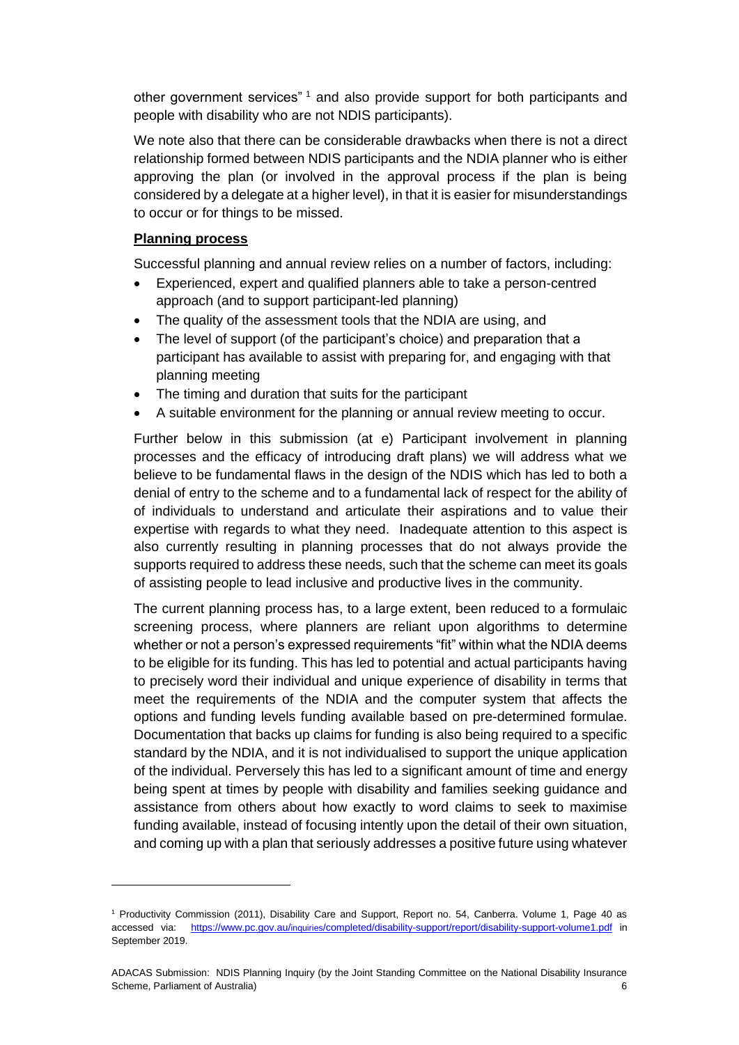other government services" [1] and also provide support for both participants and people with disability who are not NDIS participants).

We note also that there can be considerable drawbacks when there is not a direct relationship formed between NDIS participants and the NDIA planner who is either approving the plan (or involved in the approval process if the plan is being considered by a delegate at a higher level), in that it is easier for misunderstandings to occur or for things to be missed.

**Planning process**

Successful planning and annual review relies on a number of factors, including:

- Experienced, expert and qualified planners able to take a person-centred approach (and to support participant-led planning)
- The quality of the assessment tools that the NDIA are using, and
- The level of support (of the participant's choice) and preparation that a participant has available to assist with preparing for, and engaging with that planning meeting
- The timing and duration that suits for the participant
- A suitable environment for the planning or annual review meeting to occur.

Further below in this submission (at e) Participant involvement in planning processes and the efficacy of introducing draft plans) we will address what we believe to be fundamental flaws in the design of the NDIS which has led to both a denial of entry to the scheme and to a fundamental lack of respect for the ability of of individuals to understand and articulate their aspirations and to value their expertise with regards to what they need. Inadequate attention to this aspect is also currently resulting in planning processes that do not always provide the supports required to address these needs, such that the scheme can meet its goals of assisting people to lead inclusive and productive lives in the community.

The current planning process has, to a large extent, been reduced to a formulaic screening process, where planners are reliant upon algorithms to determine whether or not a person's expressed requirements "fit" within what the NDIA deems to be eligible for its funding. This has led to potential and actual participants having to precisely word their individual and unique experience of disability in terms that meet the requirements of the NDIA and the computer system that affects the options and funding levels funding available based on pre-determined formulae. Documentation that backs up claims for funding is also being required to a specific standard by the NDIA, and it is not individualised to support the unique application of the individual. Perversely this has led to a significant amount of time and energy being spent at times by people with disability and families seeking guidance and assistance from others about how exactly to word claims to seek to maximise funding available, instead of focusing intently upon the detail of their own situation, and coming up with a plan that seriously addresses a positive future using whatever

---

[1] Productivity Commission (2011), Disability Care and Support, Report no. 54, Canberra. Volume 1, Page 40 as accessed via: https://www.pc.gov.au/inquiries/completed/disability-support/report/disability-support-volume1.pdf in September 2019.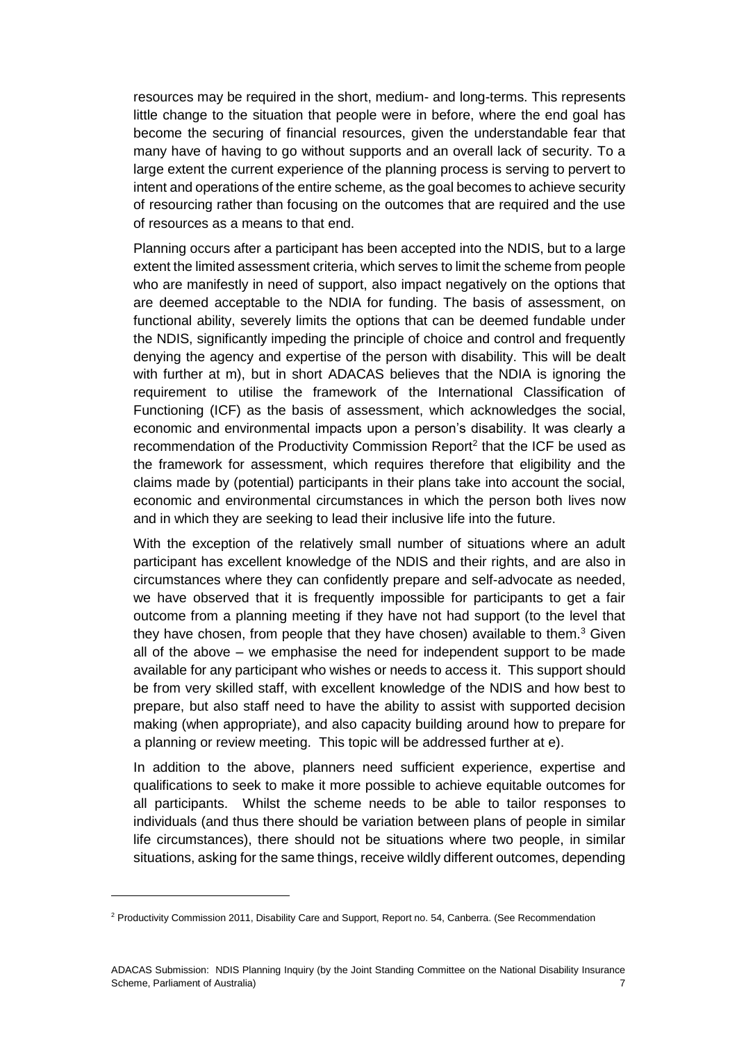resources may be required in the short, medium- and long-terms. This represents little change to the situation that people were in before, where the end goal has become the securing of financial resources, given the understandable fear that many have of having to go without supports and an overall lack of security. To a large extent the current experience of the planning process is serving to pervert to intent and operations of the entire scheme, as the goal becomes to achieve security of resourcing rather than focusing on the outcomes that are required and the use of resources as a means to that end.

Planning occurs after a participant has been accepted into the NDIS, but to a large extent the limited assessment criteria, which serves to limit the scheme from people who are manifestly in need of support, also impact negatively on the options that are deemed acceptable to the NDIA for funding. The basis of assessment, on functional ability, severely limits the options that can be deemed fundable under the NDIS, significantly impeding the principle of choice and control and frequently denying the agency and expertise of the person with disability. This will be dealt with further at m), but in short ADACAS believes that the NDIA is ignoring the requirement to utilise the framework of the International Classification of Functioning (ICF) as the basis of assessment, which acknowledges the social, economic and environmental impacts upon a person's disability. It was clearly a recommendation of the Productivity Commission Report[2] that the ICF be used as the framework for assessment, which requires therefore that eligibility and the claims made by (potential) participants in their plans take into account the social, economic and environmental circumstances in which the person both lives now and in which they are seeking to lead their inclusive life into the future.

With the exception of the relatively small number of situations where an adult participant has excellent knowledge of the NDIS and their rights, and are also in circumstances where they can confidently prepare and self-advocate as needed, we have observed that it is frequently impossible for participants to get a fair outcome from a planning meeting if they have not had support (to the level that they have chosen, from people that they have chosen) available to them.[3] Given all of the above – we emphasise the need for independent support to be made available for any participant who wishes or needs to access it. This support should be from very skilled staff, with excellent knowledge of the NDIS and how best to prepare, but also staff need to have the ability to assist with supported decision making (when appropriate), and also capacity building around how to prepare for a planning or review meeting. This topic will be addressed further at e).

In addition to the above, planners need sufficient experience, expertise and qualifications to seek to make it more possible to achieve equitable outcomes for all participants. Whilst the scheme needs to be able to tailor responses to individuals (and thus there should be variation between plans of people in similar life circumstances), there should not be situations where two people, in similar situations, asking for the same things, receive wildly different outcomes, depending

[2] Productivity Commission 2011, Disability Care and Support, Report no. 54, Canberra. (See Recommendation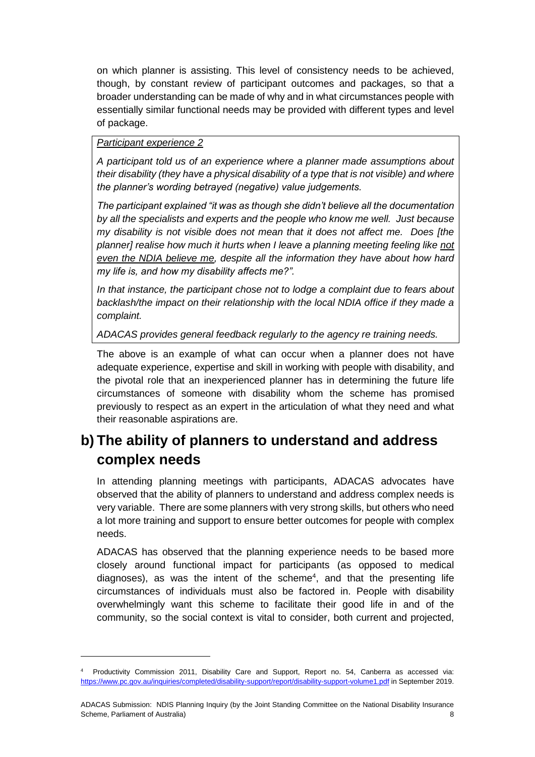on which planner is assisting. This level of consistency needs to be achieved, though, by constant review of participant outcomes and packages, so that a broader understanding can be made of why and in what circumstances people with essentially similar functional needs may be provided with different types and level of package.

> *Participant experience 2*
>
> *A participant told us of an experience where a planner made assumptions about their disability (they have a physical disability of a type that is not visible) and where the planner's wording betrayed (negative) value judgements.*
>
> *The participant explained "it was as though she didn't believe all the documentation by all the specialists and experts and the people who know me well. Just because my disability is not visible does not mean that it does not affect me. Does [the planner] realise how much it hurts when I leave a planning meeting feeling like <u>not even the NDIA believe me</u>, despite all the information they have about how hard my life is, and how my disability affects me?".*
>
> *In that instance, the participant chose not to lodge a complaint due to fears about backlash/the impact on their relationship with the local NDIA office if they made a complaint.*
>
> *ADACAS provides general feedback regularly to the agency re training needs.*

The above is an example of what can occur when a planner does not have adequate experience, expertise and skill in working with people with disability, and the pivotal role that an inexperienced planner has in determining the future life circumstances of someone with disability whom the scheme has promised previously to respect as an expert in the articulation of what they need and what their reasonable aspirations are.

## b) The ability of planners to understand and address complex needs

In attending planning meetings with participants, ADACAS advocates have observed that the ability of planners to understand and address complex needs is very variable. There are some planners with very strong skills, but others who need a lot more training and support to ensure better outcomes for people with complex needs.

ADACAS has observed that the planning experience needs to be based more closely around functional impact for participants (as opposed to medical diagnoses), as was the intent of the scheme[4], and that the presenting life circumstances of individuals must also be factored in. People with disability overwhelmingly want this scheme to facilitate their good life in and of the community, so the social context is vital to consider, both current and projected,

---

[4] Productivity Commission 2011, Disability Care and Support, Report no. 54, Canberra as accessed via: https://www.pc.gov.au/inquiries/completed/disability-support/report/disability-support-volume1.pdf in September 2019.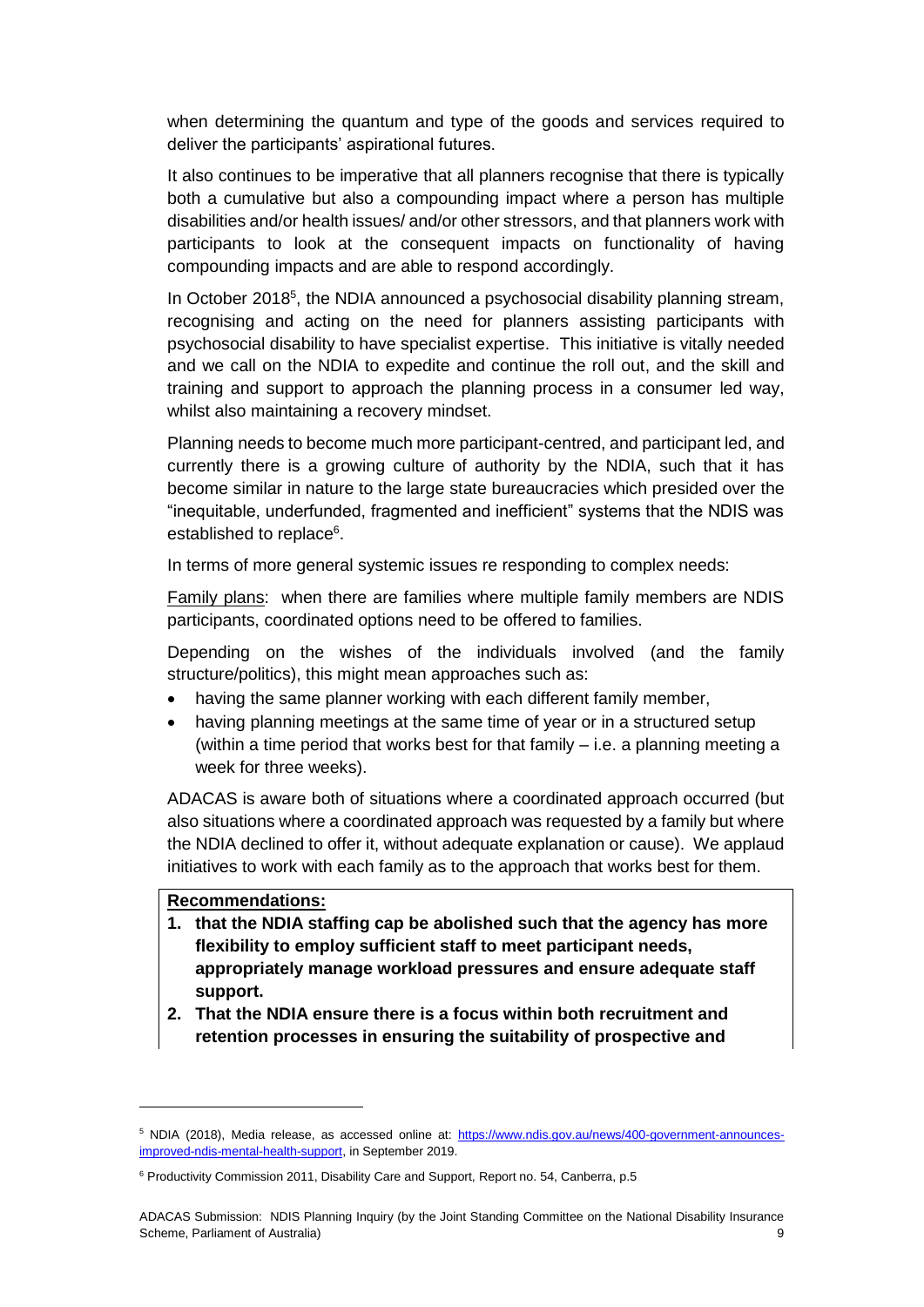when determining the quantum and type of the goods and services required to deliver the participants' aspirational futures.

It also continues to be imperative that all planners recognise that there is typically both a cumulative but also a compounding impact where a person has multiple disabilities and/or health issues/ and/or other stressors, and that planners work with participants to look at the consequent impacts on functionality of having compounding impacts and are able to respond accordingly.

In October 2018[5], the NDIA announced a psychosocial disability planning stream, recognising and acting on the need for planners assisting participants with psychosocial disability to have specialist expertise. This initiative is vitally needed and we call on the NDIA to expedite and continue the roll out, and the skill and training and support to approach the planning process in a consumer led way, whilst also maintaining a recovery mindset.

Planning needs to become much more participant-centred, and participant led, and currently there is a growing culture of authority by the NDIA, such that it has become similar in nature to the large state bureaucracies which presided over the "inequitable, underfunded, fragmented and inefficient" systems that the NDIS was established to replace[6].

In terms of more general systemic issues re responding to complex needs:

<u>Family plans</u>: when there are families where multiple family members are NDIS participants, coordinated options need to be offered to families.

Depending on the wishes of the individuals involved (and the family structure/politics), this might mean approaches such as:

- having the same planner working with each different family member,
- having planning meetings at the same time of year or in a structured setup (within a time period that works best for that family – i.e. a planning meeting a week for three weeks).

ADACAS is aware both of situations where a coordinated approach occurred (but also situations where a coordinated approach was requested by a family but where the NDIA declined to offer it, without adequate explanation or cause). We applaud initiatives to work with each family as to the approach that works best for them.

**<u>Recommendations:</u>**

1. **that the NDIA staffing cap be abolished such that the agency has more flexibility to employ sufficient staff to meet participant needs, appropriately manage workload pressures and ensure adequate staff support.**
2. **That the NDIA ensure there is a focus within both recruitment and retention processes in ensuring the suitability of prospective and**

---

[5] NDIA (2018), Media release, as accessed online at: https://www.ndis.gov.au/news/400-government-announces-improved-ndis-mental-health-support, in September 2019.

[6] Productivity Commission 2011, Disability Care and Support, Report no. 54, Canberra, p.5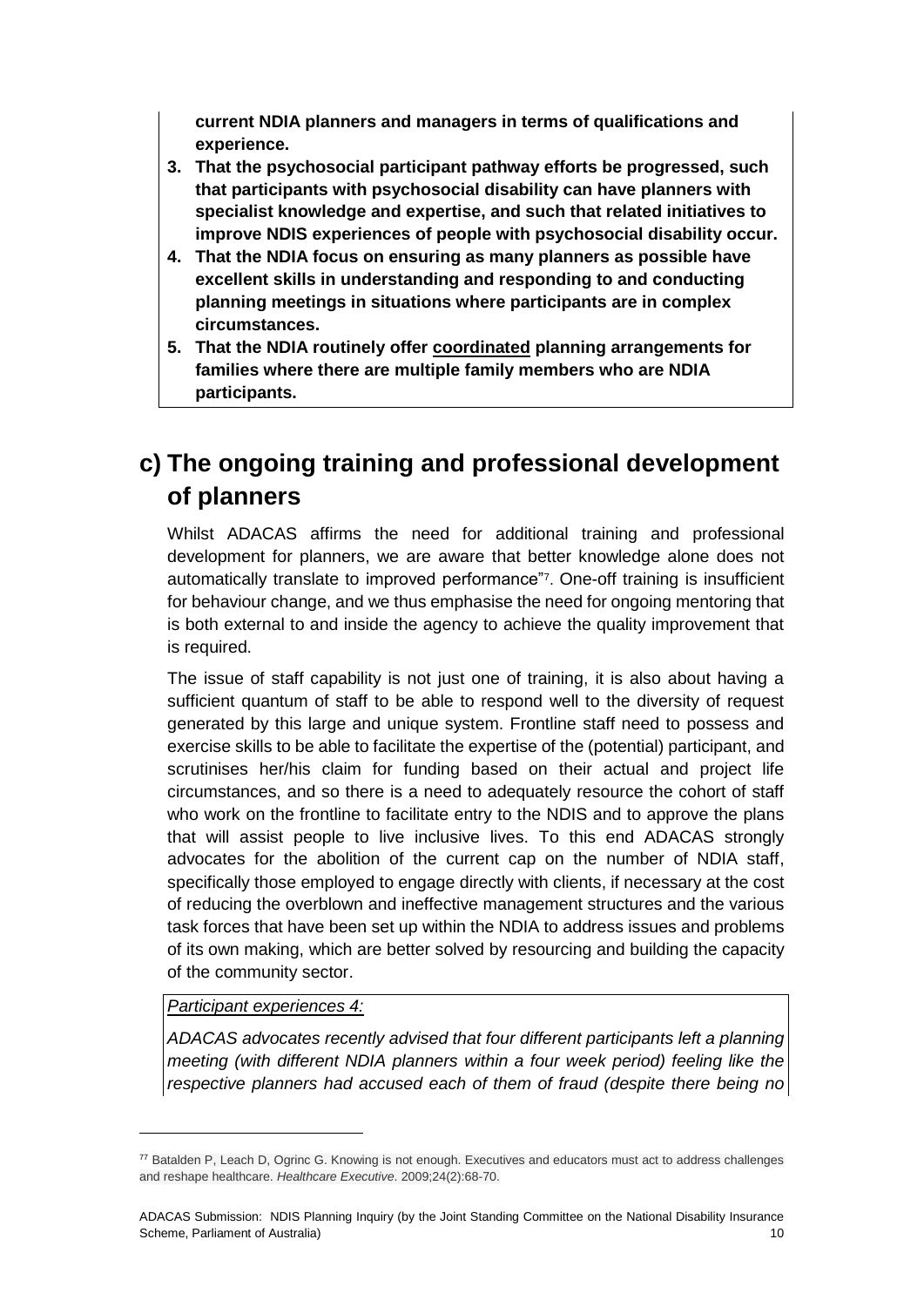**current NDIA planners and managers in terms of qualifications and experience.**

3. **That the psychosocial participant pathway efforts be progressed, such that participants with psychosocial disability can have planners with specialist knowledge and expertise, and such that related initiatives to improve NDIS experiences of people with psychosocial disability occur.**
4. **That the NDIA focus on ensuring as many planners as possible have excellent skills in understanding and responding to and conducting planning meetings in situations where participants are in complex circumstances.**
5. **That the NDIA routinely offer <u>coordinated</u> planning arrangements for families where there are multiple family members who are NDIA participants.**

## c) The ongoing training and professional development of planners

Whilst ADACAS affirms the need for additional training and professional development for planners, we are aware that better knowledge alone does not automatically translate to improved performance"[7]. One-off training is insufficient for behaviour change, and we thus emphasise the need for ongoing mentoring that is both external to and inside the agency to achieve the quality improvement that is required.

The issue of staff capability is not just one of training, it is also about having a sufficient quantum of staff to be able to respond well to the diversity of request generated by this large and unique system. Frontline staff need to possess and exercise skills to be able to facilitate the expertise of the (potential) participant, and scrutinises her/his claim for funding based on their actual and project life circumstances, and so there is a need to adequately resource the cohort of staff who work on the frontline to facilitate entry to the NDIS and to approve the plans that will assist people to live inclusive lives. To this end ADACAS strongly advocates for the abolition of the current cap on the number of NDIA staff, specifically those employed to engage directly with clients, if necessary at the cost of reducing the overblown and ineffective management structures and the various task forces that have been set up within the NDIA to address issues and problems of its own making, which are better solved by resourcing and building the capacity of the community sector.

*<u>Participant experiences 4:</u>*

*ADACAS advocates recently advised that four different participants left a planning meeting (with different NDIA planners within a four week period) feeling like the respective planners had accused each of them of fraud (despite there being no*

---

[7] Batalden P, Leach D, Ogrinc G. Knowing is not enough. Executives and educators must act to address challenges and reshape healthcare. *Healthcare Executive*. 2009;24(2):68-70.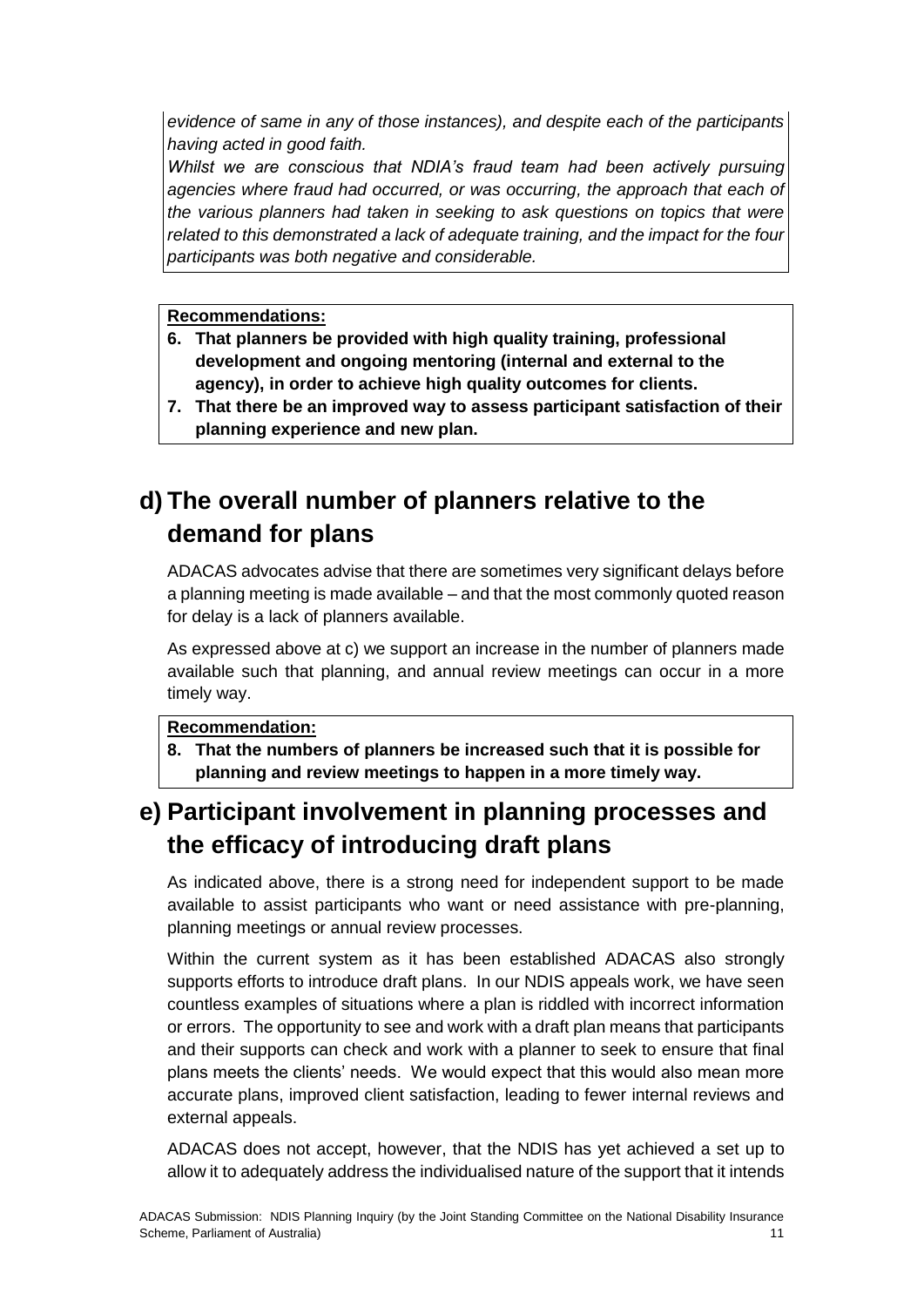*evidence of same in any of those instances), and despite each of the participants having acted in good faith.*

*Whilst we are conscious that NDIA's fraud team had been actively pursuing agencies where fraud had occurred, or was occurring, the approach that each of the various planners had taken in seeking to ask questions on topics that were related to this demonstrated a lack of adequate training, and the impact for the four participants was both negative and considerable.*

**Recommendations:**

6. **That planners be provided with high quality training, professional development and ongoing mentoring (internal and external to the agency), in order to achieve high quality outcomes for clients.**
7. **That there be an improved way to assess participant satisfaction of their planning experience and new plan.**

## d) The overall number of planners relative to the demand for plans

ADACAS advocates advise that there are sometimes very significant delays before a planning meeting is made available – and that the most commonly quoted reason for delay is a lack of planners available.

As expressed above at c) we support an increase in the number of planners made available such that planning, and annual review meetings can occur in a more timely way.

**Recommendation:**

8. **That the numbers of planners be increased such that it is possible for planning and review meetings to happen in a more timely way.**

## e) Participant involvement in planning processes and the efficacy of introducing draft plans

As indicated above, there is a strong need for independent support to be made available to assist participants who want or need assistance with pre-planning, planning meetings or annual review processes.

Within the current system as it has been established ADACAS also strongly supports efforts to introduce draft plans. In our NDIS appeals work, we have seen countless examples of situations where a plan is riddled with incorrect information or errors. The opportunity to see and work with a draft plan means that participants and their supports can check and work with a planner to seek to ensure that final plans meets the clients' needs. We would expect that this would also mean more accurate plans, improved client satisfaction, leading to fewer internal reviews and external appeals.

ADACAS does not accept, however, that the NDIS has yet achieved a set up to allow it to adequately address the individualised nature of the support that it intends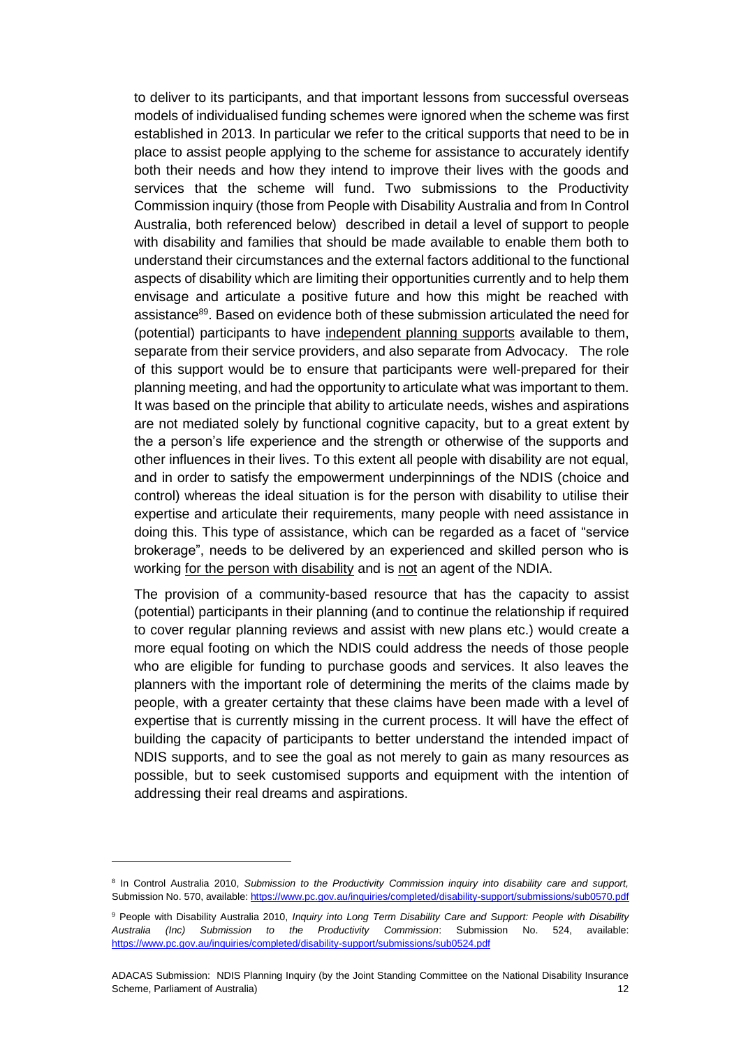to deliver to its participants, and that important lessons from successful overseas models of individualised funding schemes were ignored when the scheme was first established in 2013. In particular we refer to the critical supports that need to be in place to assist people applying to the scheme for assistance to accurately identify both their needs and how they intend to improve their lives with the goods and services that the scheme will fund. Two submissions to the Productivity Commission inquiry (those from People with Disability Australia and from In Control Australia, both referenced below) described in detail a level of support to people with disability and families that should be made available to enable them both to understand their circumstances and the external factors additional to the functional aspects of disability which are limiting their opportunities currently and to help them envisage and articulate a positive future and how this might be reached with assistance[8][9]. Based on evidence both of these submission articulated the need for (potential) participants to have <u>independent planning supports</u> available to them, separate from their service providers, and also separate from Advocacy. The role of this support would be to ensure that participants were well-prepared for their planning meeting, and had the opportunity to articulate what was important to them. It was based on the principle that ability to articulate needs, wishes and aspirations are not mediated solely by functional cognitive capacity, but to a great extent by the a person's life experience and the strength or otherwise of the supports and other influences in their lives. To this extent all people with disability are not equal, and in order to satisfy the empowerment underpinnings of the NDIS (choice and control) whereas the ideal situation is for the person with disability to utilise their expertise and articulate their requirements, many people with need assistance in doing this. This type of assistance, which can be regarded as a facet of "service brokerage", needs to be delivered by an experienced and skilled person who is working <u>for the person with disability</u> and is <u>not</u> an agent of the NDIA.

The provision of a community-based resource that has the capacity to assist (potential) participants in their planning (and to continue the relationship if required to cover regular planning reviews and assist with new plans etc.) would create a more equal footing on which the NDIS could address the needs of those people who are eligible for funding to purchase goods and services. It also leaves the planners with the important role of determining the merits of the claims made by people, with a greater certainty that these claims have been made with a level of expertise that is currently missing in the current process. It will have the effect of building the capacity of participants to better understand the intended impact of NDIS supports, and to see the goal as not merely to gain as many resources as possible, but to seek customised supports and equipment with the intention of addressing their real dreams and aspirations.

---

[8] In Control Australia 2010, *Submission to the Productivity Commission inquiry into disability care and support,* Submission No. 570, available: https://www.pc.gov.au/inquiries/completed/disability-support/submissions/sub0570.pdf

[9] People with Disability Australia 2010, *Inquiry into Long Term Disability Care and Support: People with Disability Australia (Inc) Submission to the Productivity Commission*: Submission No. 524, available: https://www.pc.gov.au/inquiries/completed/disability-support/submissions/sub0524.pdf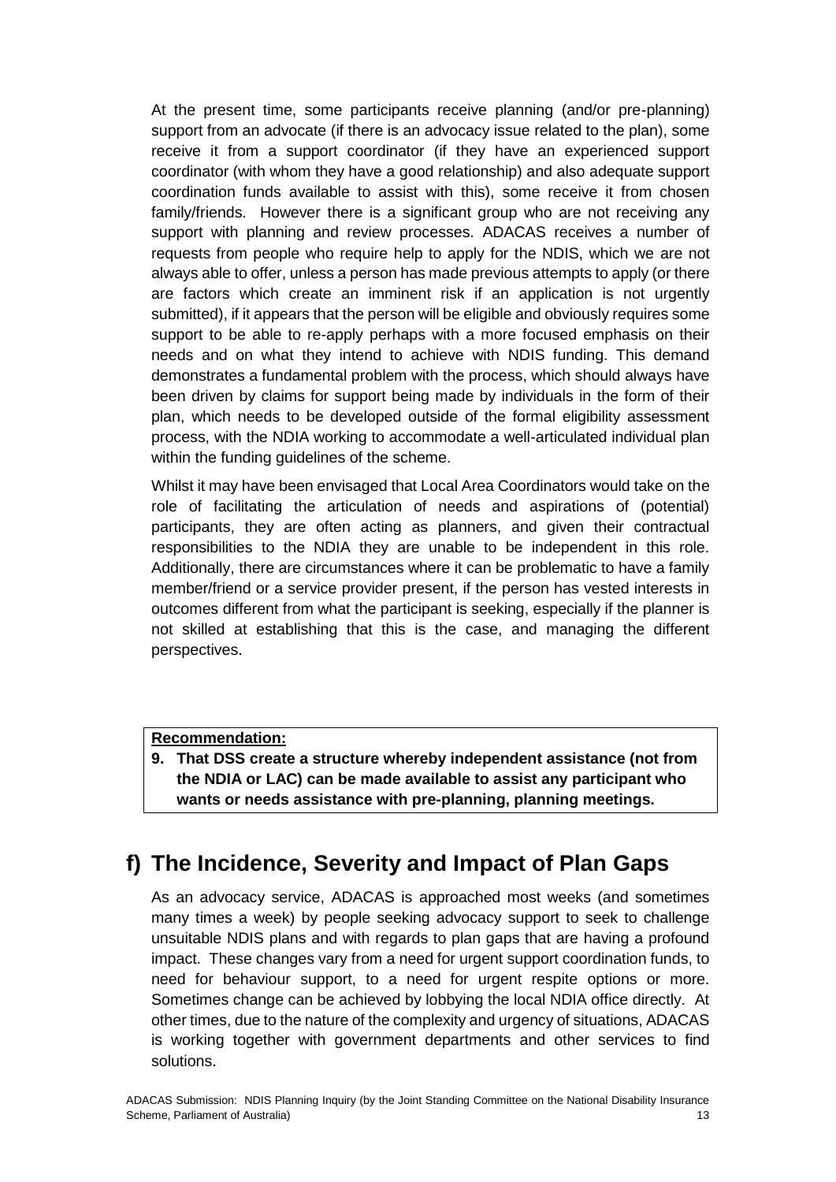At the present time, some participants receive planning (and/or pre-planning) support from an advocate (if there is an advocacy issue related to the plan), some receive it from a support coordinator (if they have an experienced support coordinator (with whom they have a good relationship) and also adequate support coordination funds available to assist with this), some receive it from chosen family/friends. However there is a significant group who are not receiving any support with planning and review processes. ADACAS receives a number of requests from people who require help to apply for the NDIS, which we are not always able to offer, unless a person has made previous attempts to apply (or there are factors which create an imminent risk if an application is not urgently submitted), if it appears that the person will be eligible and obviously requires some support to be able to re-apply perhaps with a more focused emphasis on their needs and on what they intend to achieve with NDIS funding. This demand demonstrates a fundamental problem with the process, which should always have been driven by claims for support being made by individuals in the form of their plan, which needs to be developed outside of the formal eligibility assessment process, with the NDIA working to accommodate a well-articulated individual plan within the funding guidelines of the scheme.

Whilst it may have been envisaged that Local Area Coordinators would take on the role of facilitating the articulation of needs and aspirations of (potential) participants, they are often acting as planners, and given their contractual responsibilities to the NDIA they are unable to be independent in this role. Additionally, there are circumstances where it can be problematic to have a family member/friend or a service provider present, if the person has vested interests in outcomes different from what the participant is seeking, especially if the planner is not skilled at establishing that this is the case, and managing the different perspectives.

**Recommendation:**

**9. That DSS create a structure whereby independent assistance (not from the NDIA or LAC) can be made available to assist any participant who wants or needs assistance with pre-planning, planning meetings.**

## f) The Incidence, Severity and Impact of Plan Gaps

As an advocacy service, ADACAS is approached most weeks (and sometimes many times a week) by people seeking advocacy support to seek to challenge unsuitable NDIS plans and with regards to plan gaps that are having a profound impact. These changes vary from a need for urgent support coordination funds, to need for behaviour support, to a need for urgent respite options or more. Sometimes change can be achieved by lobbying the local NDIA office directly. At other times, due to the nature of the complexity and urgency of situations, ADACAS is working together with government departments and other services to find solutions.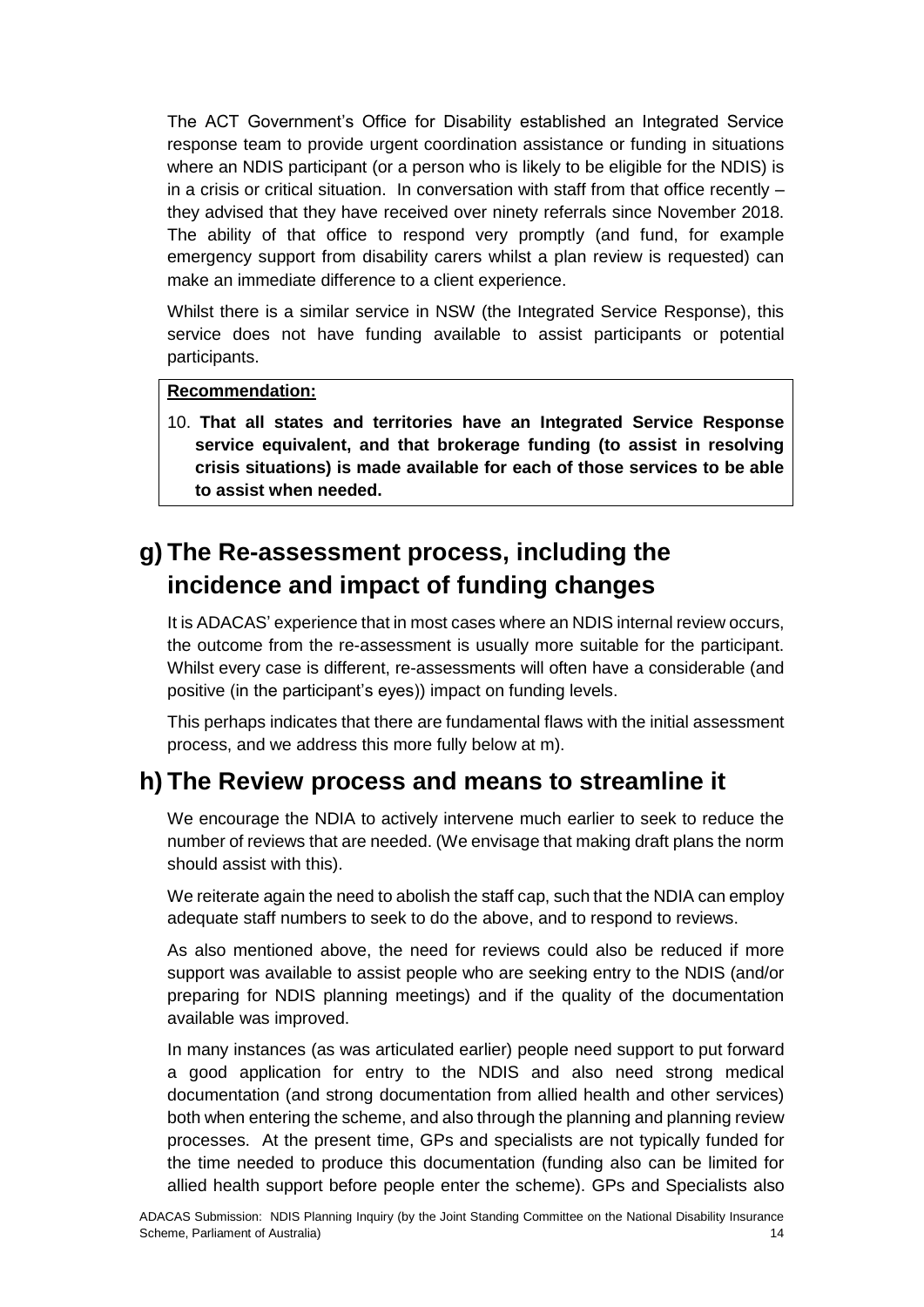The ACT Government's Office for Disability established an Integrated Service response team to provide urgent coordination assistance or funding in situations where an NDIS participant (or a person who is likely to be eligible for the NDIS) is in a crisis or critical situation. In conversation with staff from that office recently – they advised that they have received over ninety referrals since November 2018. The ability of that office to respond very promptly (and fund, for example emergency support from disability carers whilst a plan review is requested) can make an immediate difference to a client experience.

Whilst there is a similar service in NSW (the Integrated Service Response), this service does not have funding available to assist participants or potential participants.

**Recommendation:**

10. **That all states and territories have an Integrated Service Response service equivalent, and that brokerage funding (to assist in resolving crisis situations) is made available for each of those services to be able to assist when needed.**

## g) The Re-assessment process, including the incidence and impact of funding changes

It is ADACAS' experience that in most cases where an NDIS internal review occurs, the outcome from the re-assessment is usually more suitable for the participant. Whilst every case is different, re-assessments will often have a considerable (and positive (in the participant's eyes)) impact on funding levels.

This perhaps indicates that there are fundamental flaws with the initial assessment process, and we address this more fully below at m).

## h) The Review process and means to streamline it

We encourage the NDIA to actively intervene much earlier to seek to reduce the number of reviews that are needed. (We envisage that making draft plans the norm should assist with this).

We reiterate again the need to abolish the staff cap, such that the NDIA can employ adequate staff numbers to seek to do the above, and to respond to reviews.

As also mentioned above, the need for reviews could also be reduced if more support was available to assist people who are seeking entry to the NDIS (and/or preparing for NDIS planning meetings) and if the quality of the documentation available was improved.

In many instances (as was articulated earlier) people need support to put forward a good application for entry to the NDIS and also need strong medical documentation (and strong documentation from allied health and other services) both when entering the scheme, and also through the planning and planning review processes. At the present time, GPs and specialists are not typically funded for the time needed to produce this documentation (funding also can be limited for allied health support before people enter the scheme). GPs and Specialists also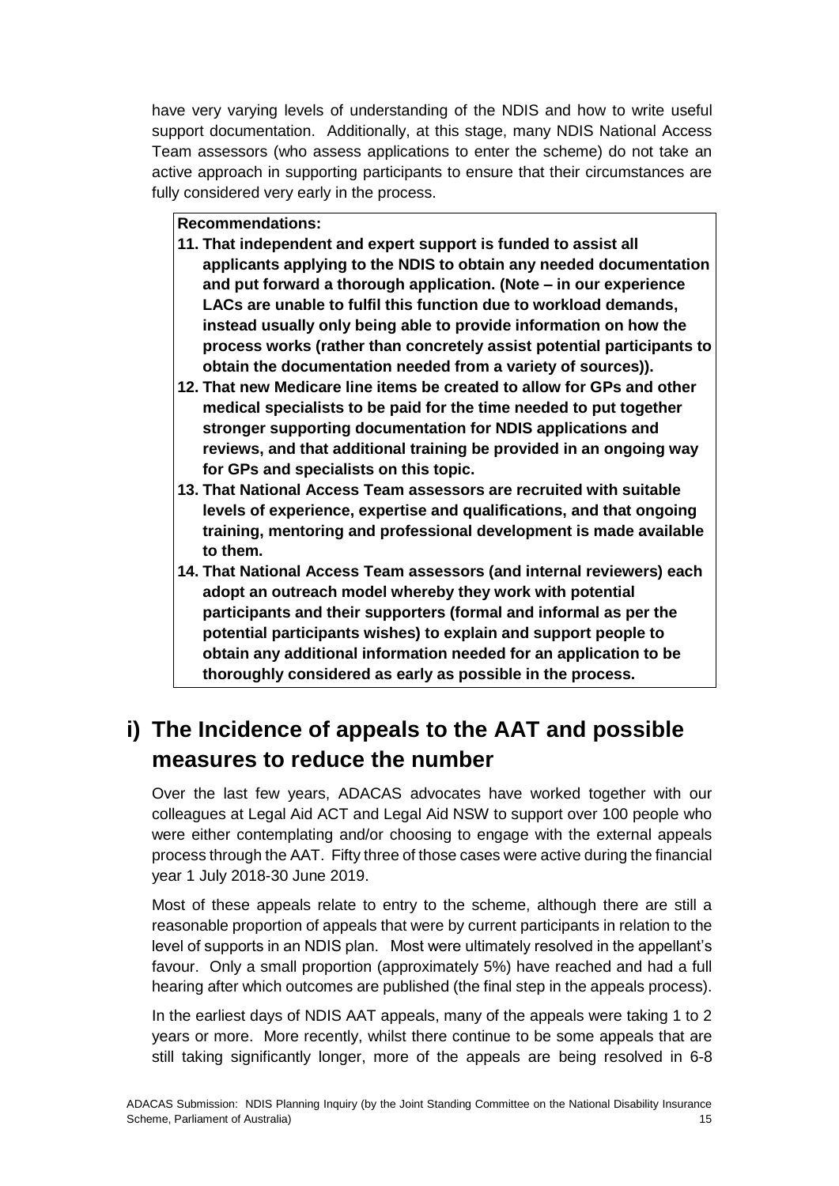have very varying levels of understanding of the NDIS and how to write useful support documentation. Additionally, at this stage, many NDIS National Access Team assessors (who assess applications to enter the scheme) do not take an active approach in supporting participants to ensure that their circumstances are fully considered very early in the process.

**Recommendations:**

11. **That independent and expert support is funded to assist all applicants applying to the NDIS to obtain any needed documentation and put forward a thorough application. (Note – in our experience LACs are unable to fulfil this function due to workload demands, instead usually only being able to provide information on how the process works (rather than concretely assist potential participants to obtain the documentation needed from a variety of sources)).**
12. **That new Medicare line items be created to allow for GPs and other medical specialists to be paid for the time needed to put together stronger supporting documentation for NDIS applications and reviews, and that additional training be provided in an ongoing way for GPs and specialists on this topic.**
13. **That National Access Team assessors are recruited with suitable levels of experience, expertise and qualifications, and that ongoing training, mentoring and professional development is made available to them.**
14. **That National Access Team assessors (and internal reviewers) each adopt an outreach model whereby they work with potential participants and their supporters (formal and informal as per the potential participants wishes) to explain and support people to obtain any additional information needed for an application to be thoroughly considered as early as possible in the process.**

## i) The Incidence of appeals to the AAT and possible measures to reduce the number

Over the last few years, ADACAS advocates have worked together with our colleagues at Legal Aid ACT and Legal Aid NSW to support over 100 people who were either contemplating and/or choosing to engage with the external appeals process through the AAT. Fifty three of those cases were active during the financial year 1 July 2018-30 June 2019.

Most of these appeals relate to entry to the scheme, although there are still a reasonable proportion of appeals that were by current participants in relation to the level of supports in an NDIS plan. Most were ultimately resolved in the appellant's favour. Only a small proportion (approximately 5%) have reached and had a full hearing after which outcomes are published (the final step in the appeals process).

In the earliest days of NDIS AAT appeals, many of the appeals were taking 1 to 2 years or more. More recently, whilst there continue to be some appeals that are still taking significantly longer, more of the appeals are being resolved in 6-8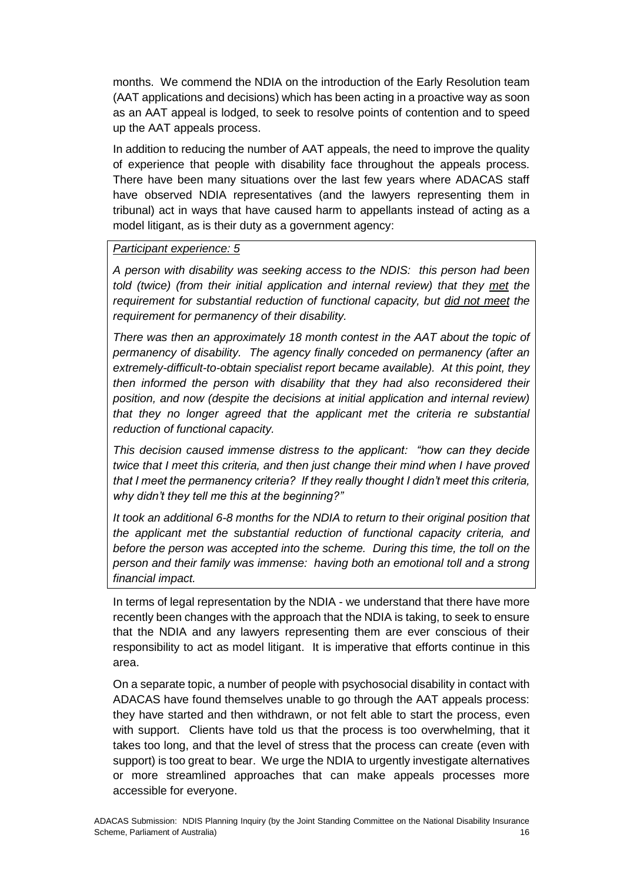months. We commend the NDIA on the introduction of the Early Resolution team (AAT applications and decisions) which has been acting in a proactive way as soon as an AAT appeal is lodged, to seek to resolve points of contention and to speed up the AAT appeals process.

In addition to reducing the number of AAT appeals, the need to improve the quality of experience that people with disability face throughout the appeals process. There have been many situations over the last few years where ADACAS staff have observed NDIA representatives (and the lawyers representing them in tribunal) act in ways that have caused harm to appellants instead of acting as a model litigant, as is their duty as a government agency:

> *<u>Participant experience: 5</u>*
>
> *A person with disability was seeking access to the NDIS: this person had been told (twice) (from their initial application and internal review) that they <u>met</u> the requirement for substantial reduction of functional capacity, but <u>did not meet</u> the requirement for permanency of their disability.*
>
> *There was then an approximately 18 month contest in the AAT about the topic of permanency of disability. The agency finally conceded on permanency (after an extremely-difficult-to-obtain specialist report became available). At this point, they then informed the person with disability that they had also reconsidered their position, and now (despite the decisions at initial application and internal review) that they no longer agreed that the applicant met the criteria re substantial reduction of functional capacity.*
>
> *This decision caused immense distress to the applicant: "how can they decide twice that I meet this criteria, and then just change their mind when I have proved that I meet the permanency criteria? If they really thought I didn't meet this criteria, why didn't they tell me this at the beginning?"*
>
> *It took an additional 6-8 months for the NDIA to return to their original position that the applicant met the substantial reduction of functional capacity criteria, and before the person was accepted into the scheme. During this time, the toll on the person and their family was immense: having both an emotional toll and a strong financial impact.*

In terms of legal representation by the NDIA - we understand that there have more recently been changes with the approach that the NDIA is taking, to seek to ensure that the NDIA and any lawyers representing them are ever conscious of their responsibility to act as model litigant. It is imperative that efforts continue in this area.

On a separate topic, a number of people with psychosocial disability in contact with ADACAS have found themselves unable to go through the AAT appeals process: they have started and then withdrawn, or not felt able to start the process, even with support. Clients have told us that the process is too overwhelming, that it takes too long, and that the level of stress that the process can create (even with support) is too great to bear. We urge the NDIA to urgently investigate alternatives or more streamlined approaches that can make appeals processes more accessible for everyone.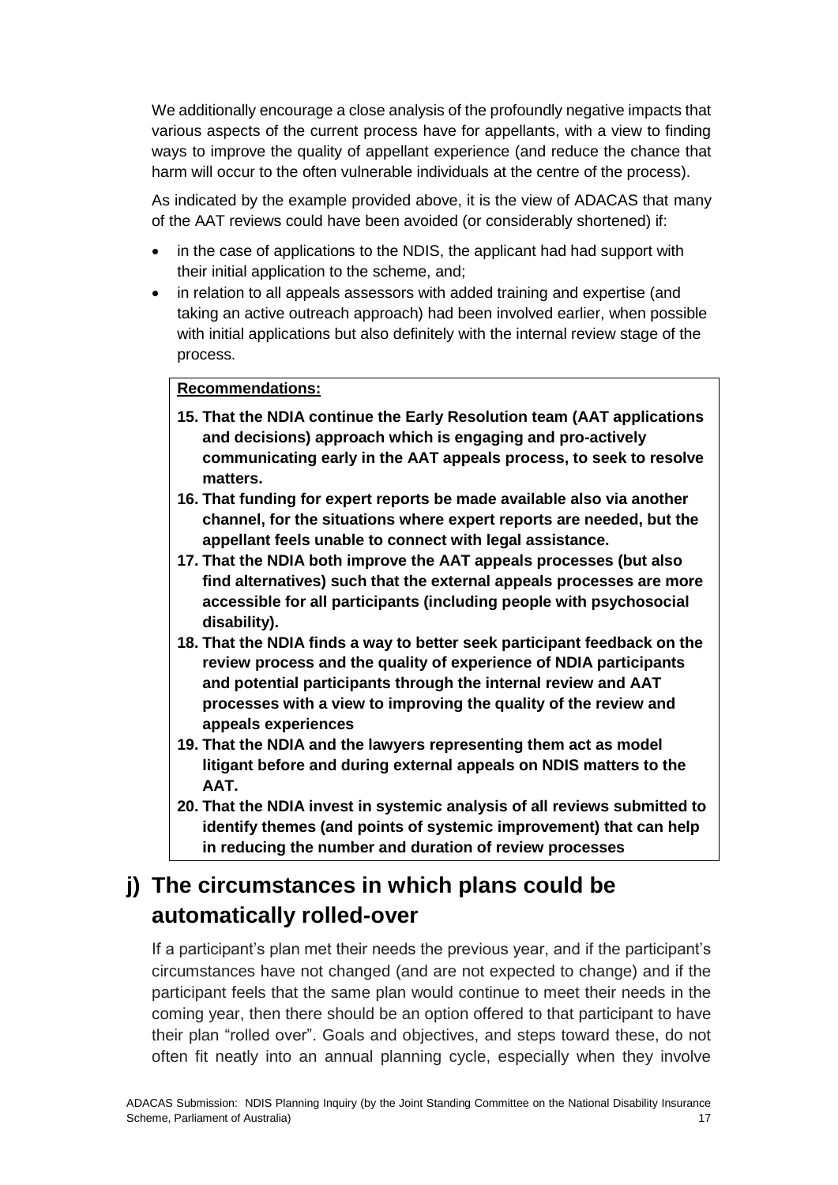We additionally encourage a close analysis of the profoundly negative impacts that various aspects of the current process have for appellants, with a view to finding ways to improve the quality of appellant experience (and reduce the chance that harm will occur to the often vulnerable individuals at the centre of the process).

As indicated by the example provided above, it is the view of ADACAS that many of the AAT reviews could have been avoided (or considerably shortened) if:

- in the case of applications to the NDIS, the applicant had had support with their initial application to the scheme, and;
- in relation to all appeals assessors with added training and expertise (and taking an active outreach approach) had been involved earlier, when possible with initial applications but also definitely with the internal review stage of the process.

**Recommendations:**

**15. That the NDIA continue the Early Resolution team (AAT applications and decisions) approach which is engaging and pro-actively communicating early in the AAT appeals process, to seek to resolve matters.**

**16. That funding for expert reports be made available also via another channel, for the situations where expert reports are needed, but the appellant feels unable to connect with legal assistance.**

**17. That the NDIA both improve the AAT appeals processes (but also find alternatives) such that the external appeals processes are more accessible for all participants (including people with psychosocial disability).**

**18. That the NDIA finds a way to better seek participant feedback on the review process and the quality of experience of NDIA participants and potential participants through the internal review and AAT processes with a view to improving the quality of the review and appeals experiences**

**19. That the NDIA and the lawyers representing them act as model litigant before and during external appeals on NDIS matters to the AAT.**

**20. That the NDIA invest in systemic analysis of all reviews submitted to identify themes (and points of systemic improvement) that can help in reducing the number and duration of review processes**

## j) The circumstances in which plans could be automatically rolled-over

If a participant's plan met their needs the previous year, and if the participant's circumstances have not changed (and are not expected to change) and if the participant feels that the same plan would continue to meet their needs in the coming year, then there should be an option offered to that participant to have their plan "rolled over". Goals and objectives, and steps toward these, do not often fit neatly into an annual planning cycle, especially when they involve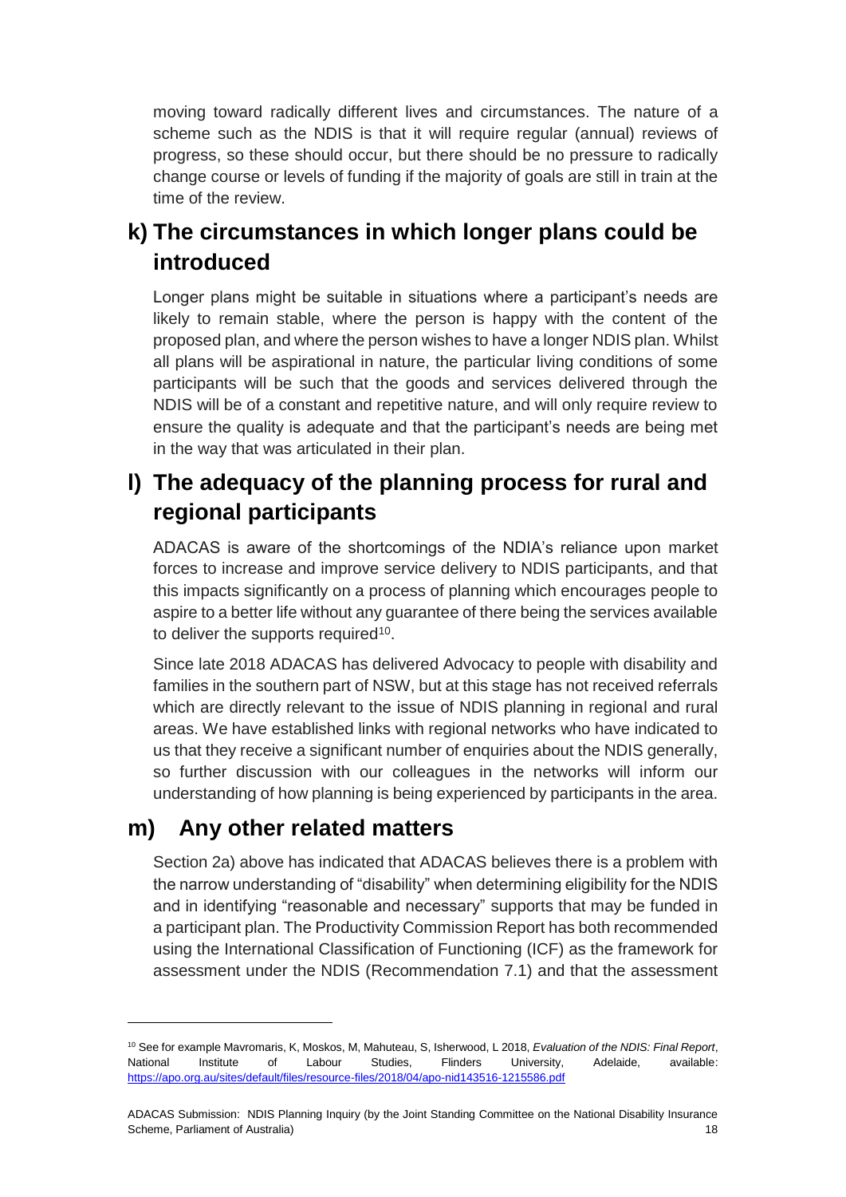moving toward radically different lives and circumstances. The nature of a scheme such as the NDIS is that it will require regular (annual) reviews of progress, so these should occur, but there should be no pressure to radically change course or levels of funding if the majority of goals are still in train at the time of the review.

## k) The circumstances in which longer plans could be introduced

Longer plans might be suitable in situations where a participant's needs are likely to remain stable, where the person is happy with the content of the proposed plan, and where the person wishes to have a longer NDIS plan. Whilst all plans will be aspirational in nature, the particular living conditions of some participants will be such that the goods and services delivered through the NDIS will be of a constant and repetitive nature, and will only require review to ensure the quality is adequate and that the participant's needs are being met in the way that was articulated in their plan.

## l) The adequacy of the planning process for rural and regional participants

ADACAS is aware of the shortcomings of the NDIA's reliance upon market forces to increase and improve service delivery to NDIS participants, and that this impacts significantly on a process of planning which encourages people to aspire to a better life without any guarantee of there being the services available to deliver the supports required[10].

Since late 2018 ADACAS has delivered Advocacy to people with disability and families in the southern part of NSW, but at this stage has not received referrals which are directly relevant to the issue of NDIS planning in regional and rural areas. We have established links with regional networks who have indicated to us that they receive a significant number of enquiries about the NDIS generally, so further discussion with our colleagues in the networks will inform our understanding of how planning is being experienced by participants in the area.

## m) Any other related matters

Section 2a) above has indicated that ADACAS believes there is a problem with the narrow understanding of "disability" when determining eligibility for the NDIS and in identifying "reasonable and necessary" supports that may be funded in a participant plan. The Productivity Commission Report has both recommended using the International Classification of Functioning (ICF) as the framework for assessment under the NDIS (Recommendation 7.1) and that the assessment

---

[10] See for example Mavromaris, K, Moskos, M, Mahuteau, S, Isherwood, L 2018, *Evaluation of the NDIS: Final Report*, National Institute of Labour Studies, Flinders University, Adelaide, available: https://apo.org.au/sites/default/files/resource-files/2018/04/apo-nid143516-1215586.pdf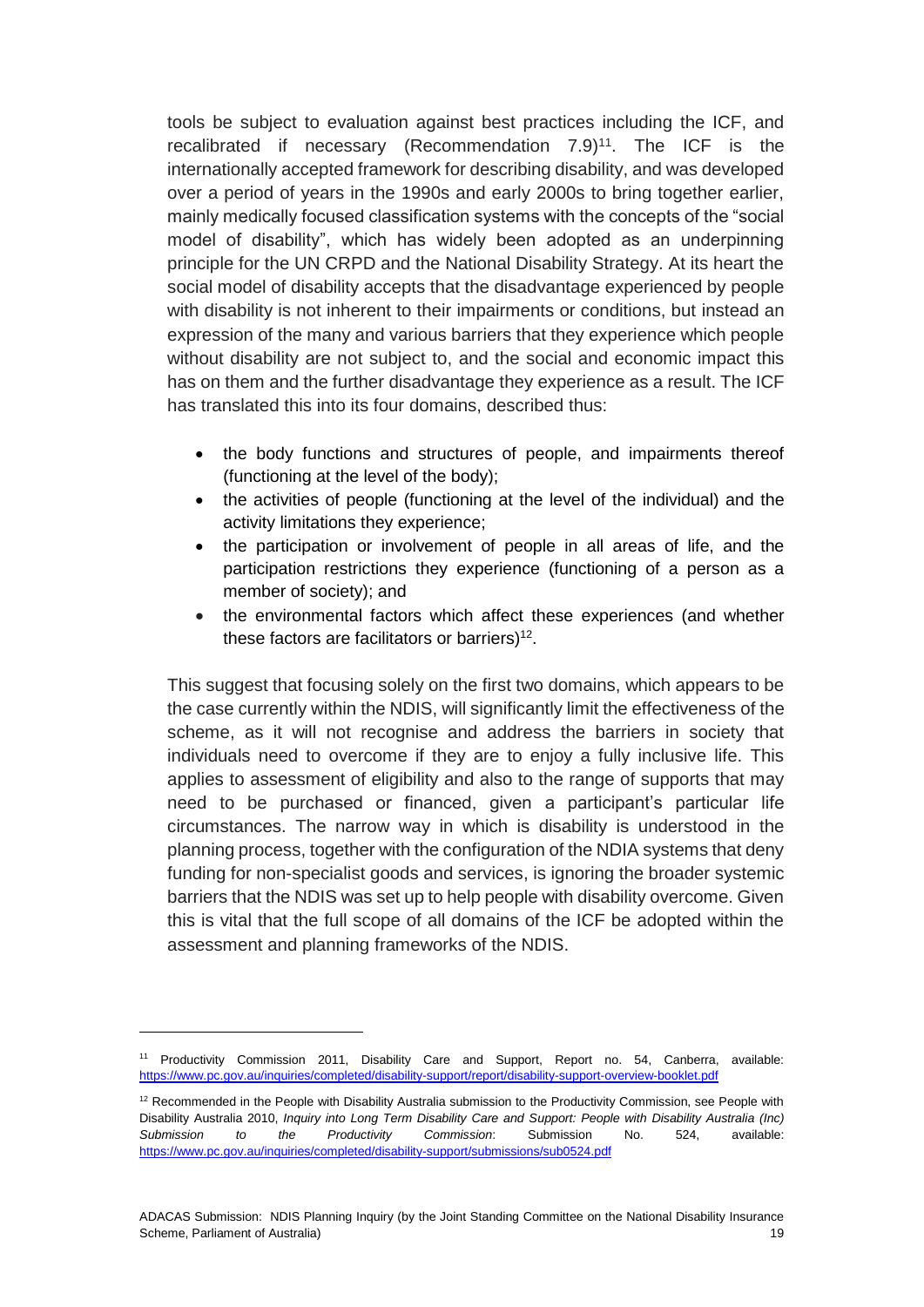tools be subject to evaluation against best practices including the ICF, and recalibrated if necessary (Recommendation 7.9)[11]. The ICF is the internationally accepted framework for describing disability, and was developed over a period of years in the 1990s and early 2000s to bring together earlier, mainly medically focused classification systems with the concepts of the "social model of disability", which has widely been adopted as an underpinning principle for the UN CRPD and the National Disability Strategy. At its heart the social model of disability accepts that the disadvantage experienced by people with disability is not inherent to their impairments or conditions, but instead an expression of the many and various barriers that they experience which people without disability are not subject to, and the social and economic impact this has on them and the further disadvantage they experience as a result. The ICF has translated this into its four domains, described thus:

- the body functions and structures of people, and impairments thereof (functioning at the level of the body);
- the activities of people (functioning at the level of the individual) and the activity limitations they experience;
- the participation or involvement of people in all areas of life, and the participation restrictions they experience (functioning of a person as a member of society); and
- the environmental factors which affect these experiences (and whether these factors are facilitators or barriers)[12].

This suggest that focusing solely on the first two domains, which appears to be the case currently within the NDIS, will significantly limit the effectiveness of the scheme, as it will not recognise and address the barriers in society that individuals need to overcome if they are to enjoy a fully inclusive life. This applies to assessment of eligibility and also to the range of supports that may need to be purchased or financed, given a participant's particular life circumstances. The narrow way in which is disability is understood in the planning process, together with the configuration of the NDIA systems that deny funding for non-specialist goods and services, is ignoring the broader systemic barriers that the NDIS was set up to help people with disability overcome. Given this is vital that the full scope of all domains of the ICF be adopted within the assessment and planning frameworks of the NDIS.

---

[11] Productivity Commission 2011, Disability Care and Support, Report no. 54, Canberra, available: https://www.pc.gov.au/inquiries/completed/disability-support/report/disability-support-overview-booklet.pdf

[12] Recommended in the People with Disability Australia submission to the Productivity Commission, see People with Disability Australia 2010, *Inquiry into Long Term Disability Care and Support: People with Disability Australia (Inc) Submission to the Productivity Commission*: Submission No. 524, available: https://www.pc.gov.au/inquiries/completed/disability-support/submissions/sub0524.pdf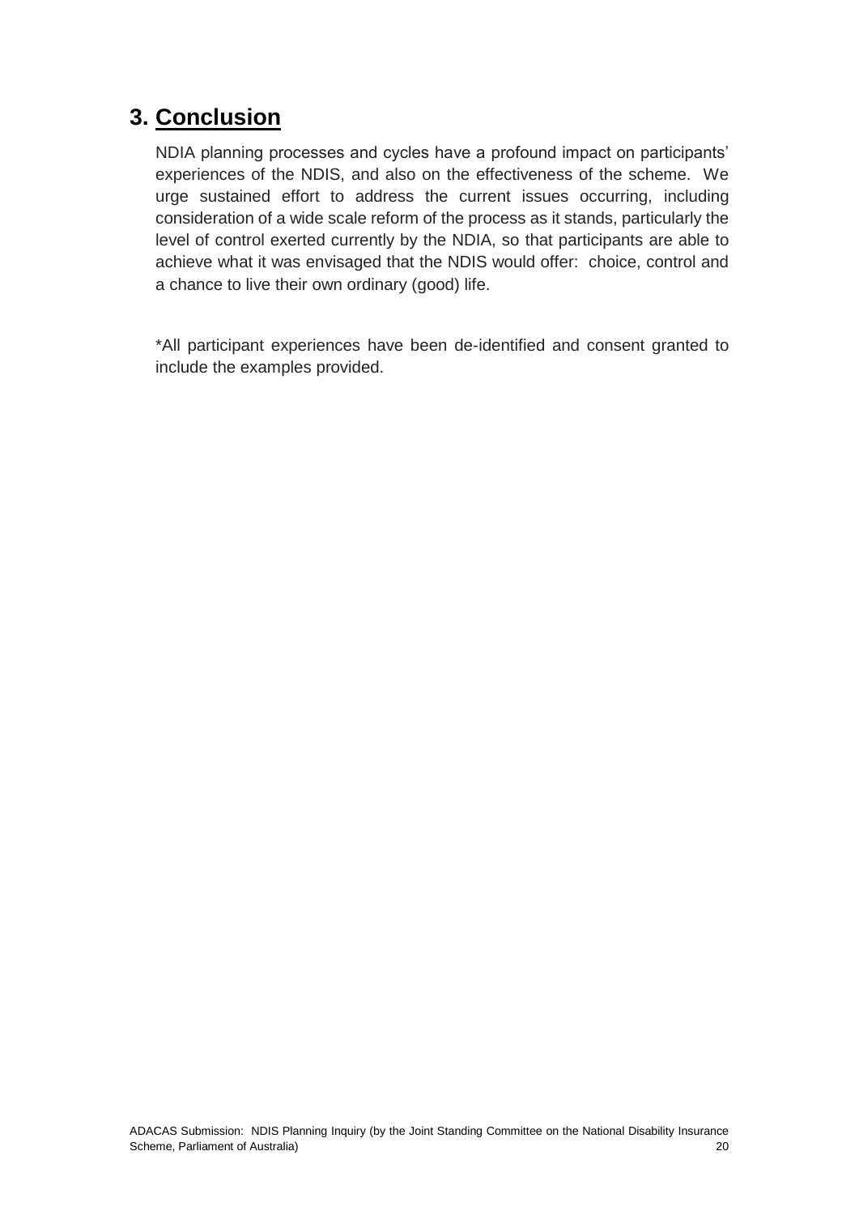## 3. Conclusion

NDIA planning processes and cycles have a profound impact on participants' experiences of the NDIS, and also on the effectiveness of the scheme. We urge sustained effort to address the current issues occurring, including consideration of a wide scale reform of the process as it stands, particularly the level of control exerted currently by the NDIA, so that participants are able to achieve what it was envisaged that the NDIS would offer: choice, control and a chance to live their own ordinary (good) life.

*All participant experiences have been de-identified and consent granted to include the examples provided.